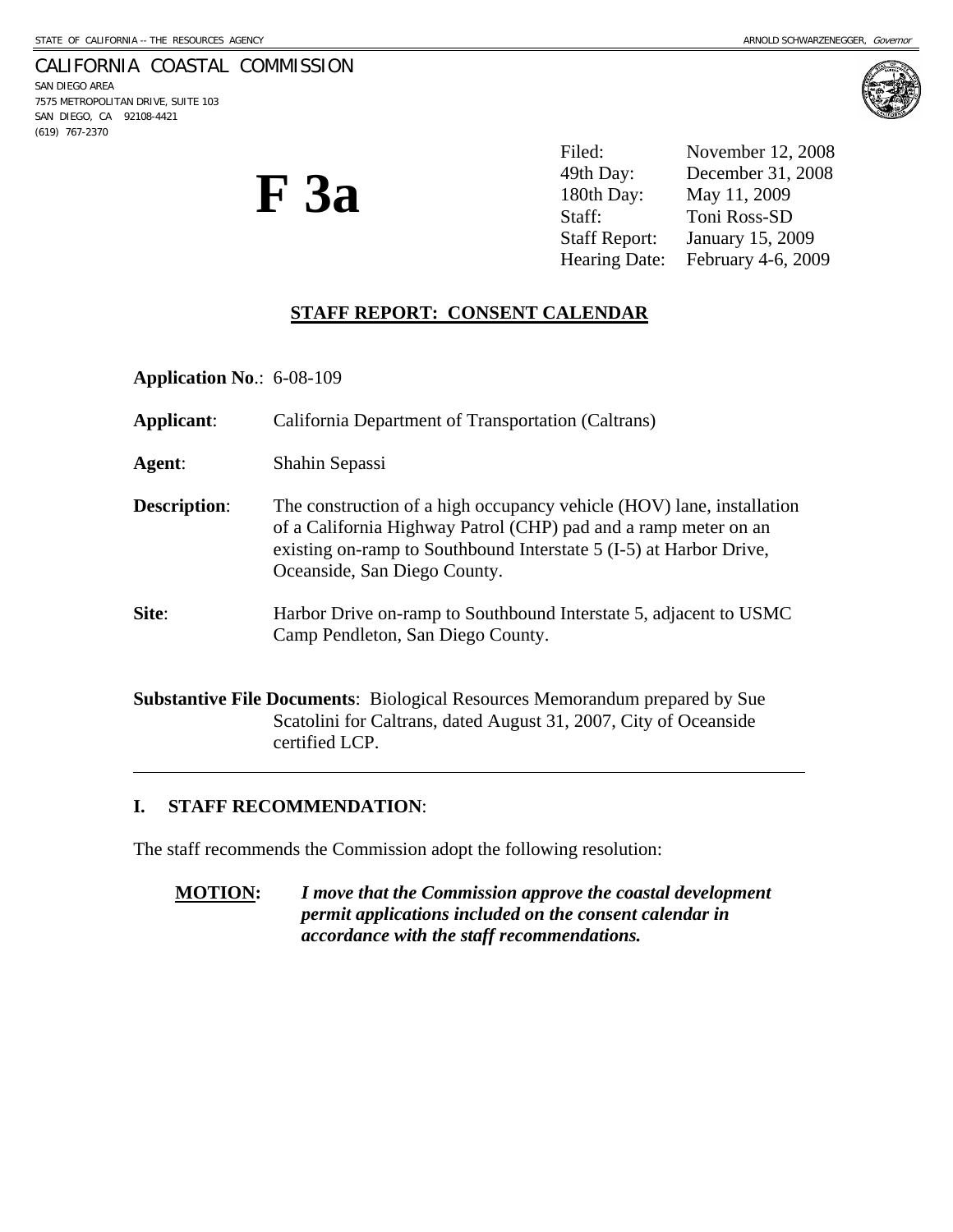STATE OF CALIFORNIA -- THE RESOURCES AGENCY ARNOLD SCHWARZENEGGER, *Governor*

CALIFORNIA COASTAL COMMISSION
SAN DIEGO AREA
7575 METROPOLITAN DRIVE, SUITE 103
SAN DIEGO, CA 92108-4421
(619) 767-2370

# F 3a

| | |
|---|---|
| Filed: | November 12, 2008 |
| 49th Day: | December 31, 2008 |
| 180th Day: | May 11, 2009 |
| Staff: | Toni Ross-SD |
| Staff Report: | January 15, 2009 |
| Hearing Date: | February 4-6, 2009 |

## STAFF REPORT: CONSENT CALENDAR

**Application No**.: 6-08-109

**Applicant**: California Department of Transportation (Caltrans)

**Agent**: Shahin Sepassi

**Description**: The construction of a high occupancy vehicle (HOV) lane, installation of a California Highway Patrol (CHP) pad and a ramp meter on an existing on-ramp to Southbound Interstate 5 (I-5) at Harbor Drive, Oceanside, San Diego County.

**Site**: Harbor Drive on-ramp to Southbound Interstate 5, adjacent to USMC Camp Pendleton, San Diego County.

**Substantive File Documents**: Biological Resources Memorandum prepared by Sue Scatolini for Caltrans, dated August 31, 2007, City of Oceanside certified LCP.

---

## I. STAFF RECOMMENDATION:

The staff recommends the Commission adopt the following resolution:

**MOTION:** ***I move that the Commission approve the coastal development permit applications included on the consent calendar in accordance with the staff recommendations.***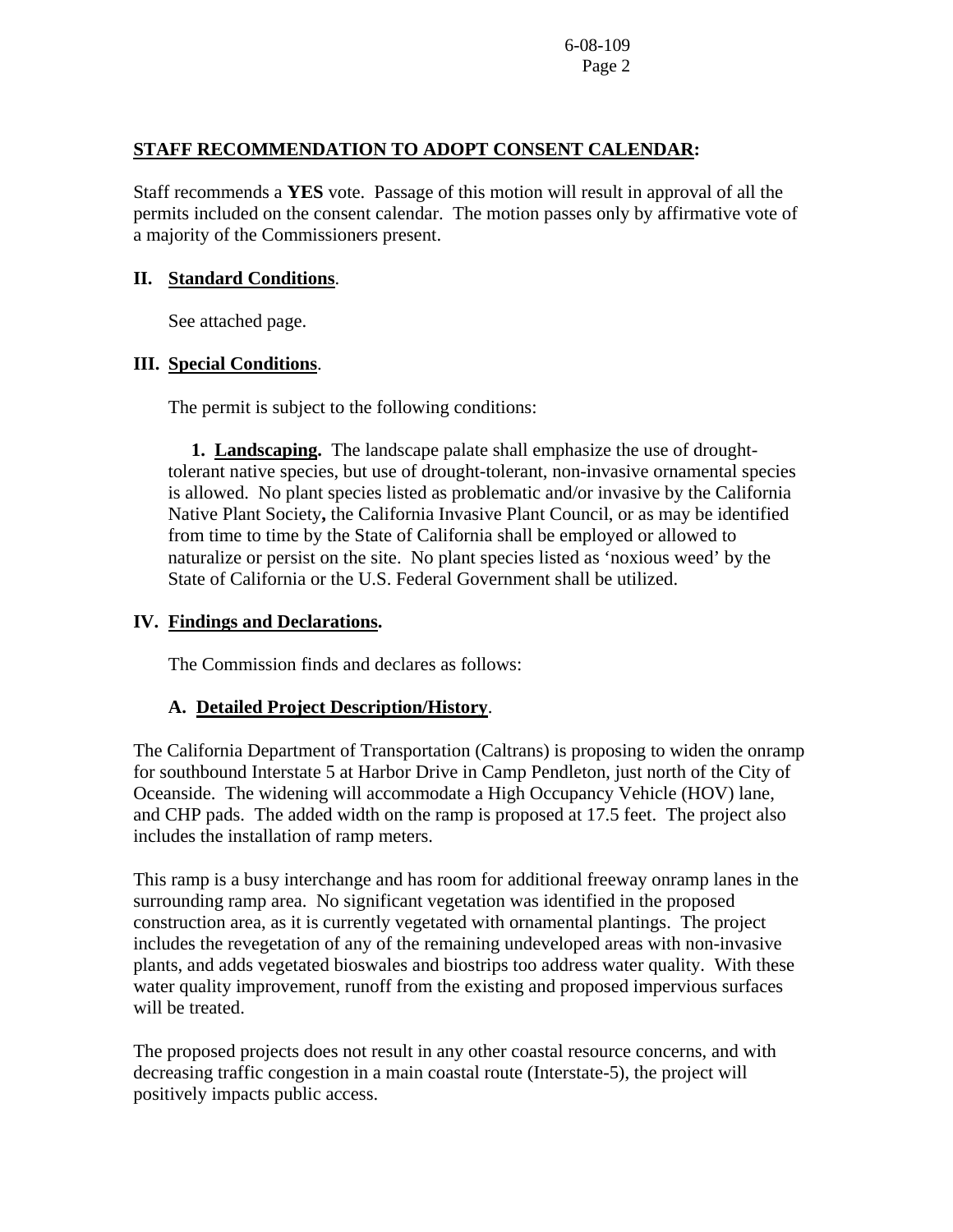## STAFF RECOMMENDATION TO ADOPT CONSENT CALENDAR:

Staff recommends a **YES** vote. Passage of this motion will result in approval of all the permits included on the consent calendar. The motion passes only by affirmative vote of a majority of the Commissioners present.

## II. Standard Conditions.

See attached page.

## III. Special Conditions.

The permit is subject to the following conditions:

**1. Landscaping.** The landscape palate shall emphasize the use of drought-tolerant native species, but use of drought-tolerant, non-invasive ornamental species is allowed. No plant species listed as problematic and/or invasive by the California Native Plant Society**,** the California Invasive Plant Council, or as may be identified from time to time by the State of California shall be employed or allowed to naturalize or persist on the site. No plant species listed as 'noxious weed' by the State of California or the U.S. Federal Government shall be utilized.

## IV. Findings and Declarations.

The Commission finds and declares as follows:

### A. Detailed Project Description/History.

The California Department of Transportation (Caltrans) is proposing to widen the onramp for southbound Interstate 5 at Harbor Drive in Camp Pendleton, just north of the City of Oceanside. The widening will accommodate a High Occupancy Vehicle (HOV) lane, and CHP pads. The added width on the ramp is proposed at 17.5 feet. The project also includes the installation of ramp meters.

This ramp is a busy interchange and has room for additional freeway onramp lanes in the surrounding ramp area. No significant vegetation was identified in the proposed construction area, as it is currently vegetated with ornamental plantings. The project includes the revegetation of any of the remaining undeveloped areas with non-invasive plants, and adds vegetated bioswales and biostrips too address water quality. With these water quality improvement, runoff from the existing and proposed impervious surfaces will be treated.

The proposed projects does not result in any other coastal resource concerns, and with decreasing traffic congestion in a main coastal route (Interstate-5), the project will positively impacts public access.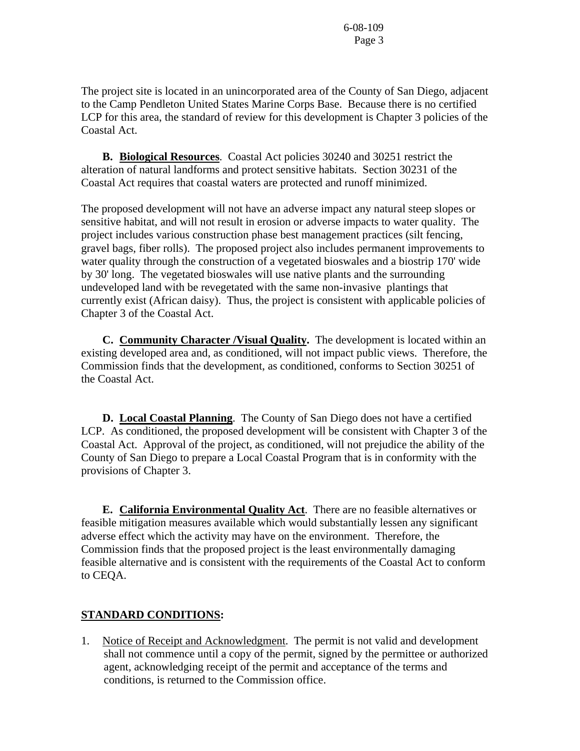The project site is located in an unincorporated area of the County of San Diego, adjacent to the Camp Pendleton United States Marine Corps Base. Because there is no certified LCP for this area, the standard of review for this development is Chapter 3 policies of the Coastal Act.

**B. Biological Resources**. Coastal Act policies 30240 and 30251 restrict the alteration of natural landforms and protect sensitive habitats. Section 30231 of the Coastal Act requires that coastal waters are protected and runoff minimized.

The proposed development will not have an adverse impact any natural steep slopes or sensitive habitat, and will not result in erosion or adverse impacts to water quality. The project includes various construction phase best management practices (silt fencing, gravel bags, fiber rolls). The proposed project also includes permanent improvements to water quality through the construction of a vegetated bioswales and a biostrip 170' wide by 30' long. The vegetated bioswales will use native plants and the surrounding undeveloped land with be revegetated with the same non-invasive plantings that currently exist (African daisy). Thus, the project is consistent with applicable policies of Chapter 3 of the Coastal Act.

**C. Community Character /Visual Quality.** The development is located within an existing developed area and, as conditioned, will not impact public views. Therefore, the Commission finds that the development, as conditioned, conforms to Section 30251 of the Coastal Act.

**D. Local Coastal Planning**. The County of San Diego does not have a certified LCP. As conditioned, the proposed development will be consistent with Chapter 3 of the Coastal Act. Approval of the project, as conditioned, will not prejudice the ability of the County of San Diego to prepare a Local Coastal Program that is in conformity with the provisions of Chapter 3.

**E. California Environmental Quality Act**. There are no feasible alternatives or feasible mitigation measures available which would substantially lessen any significant adverse effect which the activity may have on the environment. Therefore, the Commission finds that the proposed project is the least environmentally damaging feasible alternative and is consistent with the requirements of the Coastal Act to conform to CEQA.

**STANDARD CONDITIONS:**

1. Notice of Receipt and Acknowledgment. The permit is not valid and development shall not commence until a copy of the permit, signed by the permittee or authorized agent, acknowledging receipt of the permit and acceptance of the terms and conditions, is returned to the Commission office.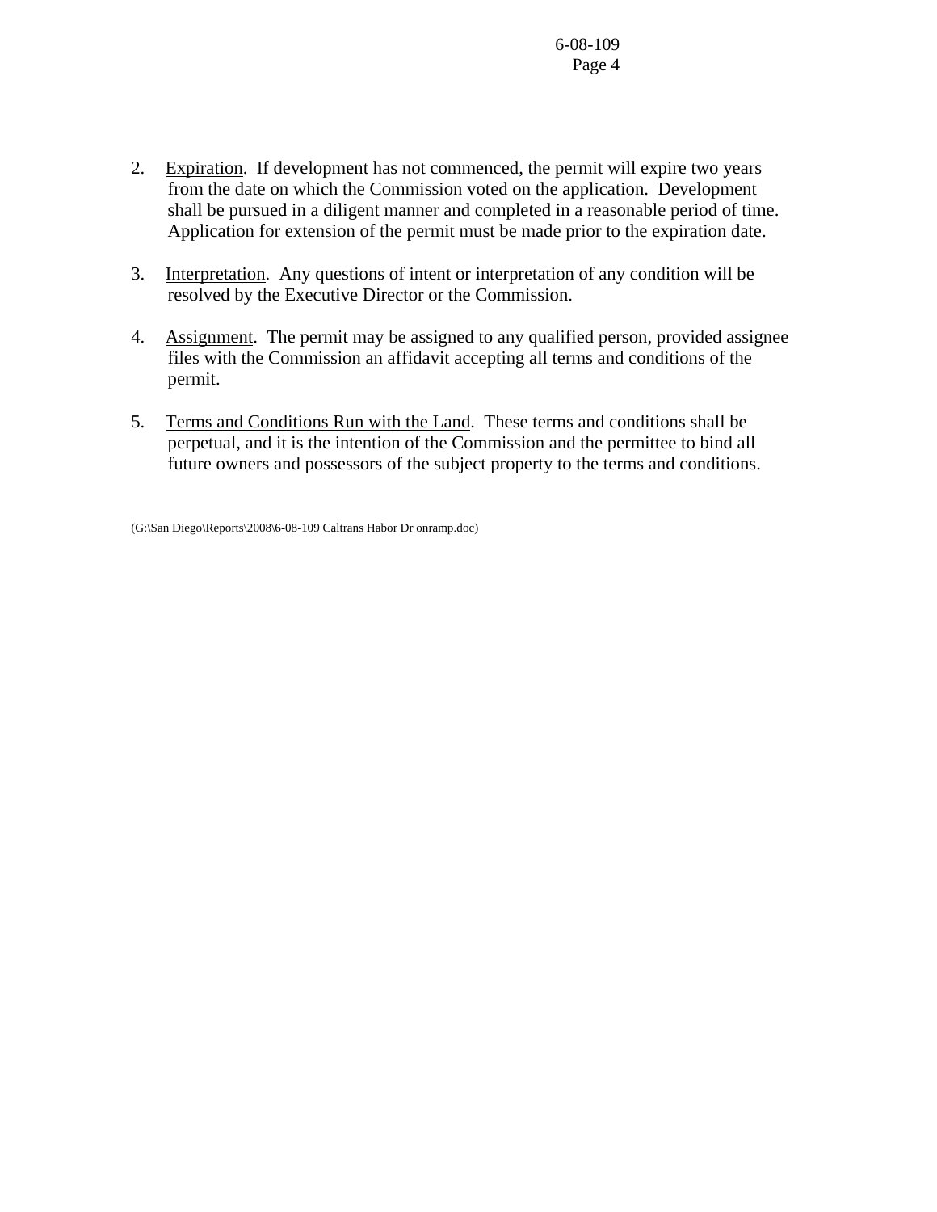2. Expiration. If development has not commenced, the permit will expire two years from the date on which the Commission voted on the application. Development shall be pursued in a diligent manner and completed in a reasonable period of time. Application for extension of the permit must be made prior to the expiration date.

3. Interpretation. Any questions of intent or interpretation of any condition will be resolved by the Executive Director or the Commission.

4. Assignment. The permit may be assigned to any qualified person, provided assignee files with the Commission an affidavit accepting all terms and conditions of the permit.

5. Terms and Conditions Run with the Land. These terms and conditions shall be perpetual, and it is the intention of the Commission and the permittee to bind all future owners and possessors of the subject property to the terms and conditions.

(G:\San Diego\Reports\2008\6-08-109 Caltrans Habor Dr onramp.doc)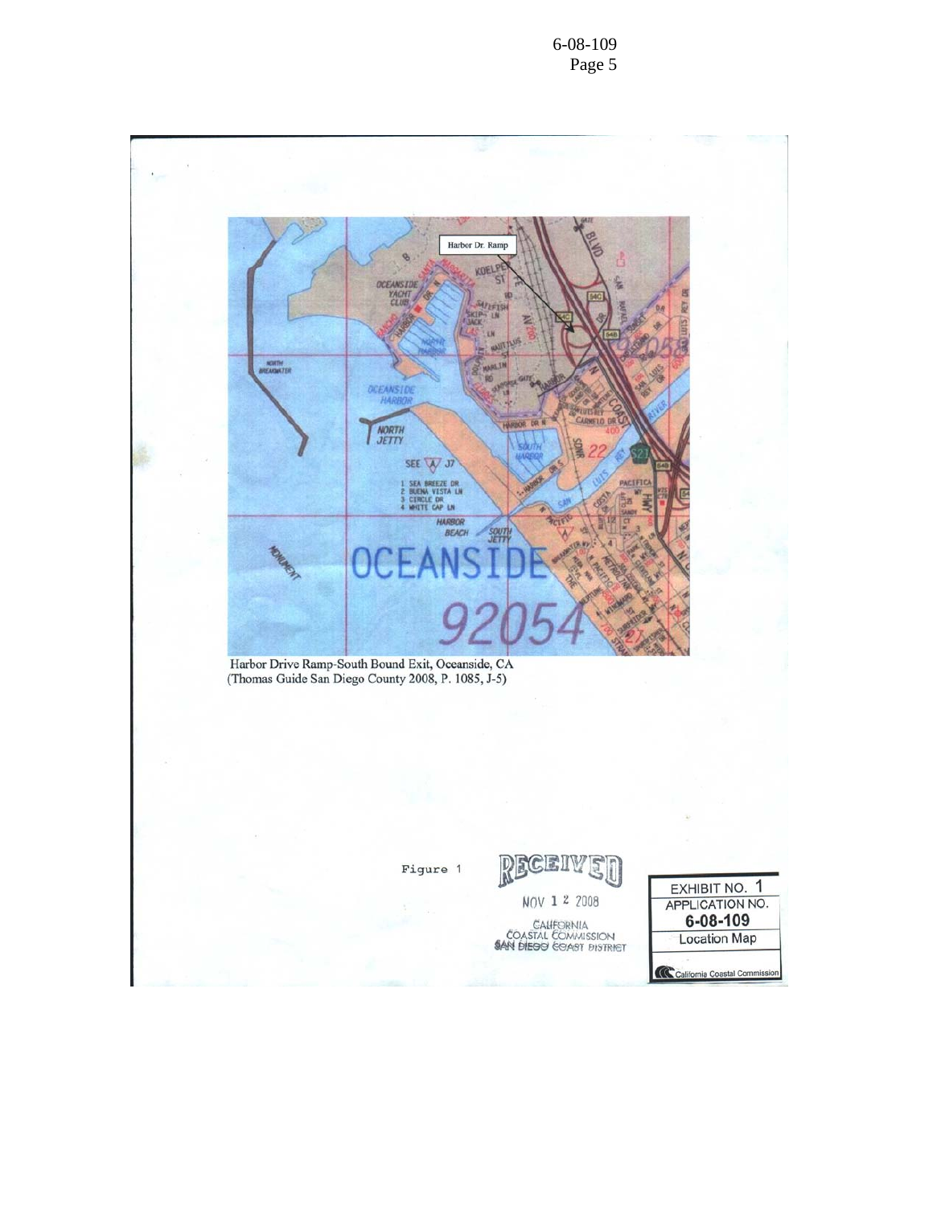Harbor Drive Ramp-South Bound Exit, Oceanside, CA
(Thomas Guide San Diego County 2008, P. 1085, J-5)

Figure 1

RECEIVED

NOV 12 2008

CALIFORNIA
COASTAL COMMISSION
SAN DIEGO COAST DISTRICT

| EXHIBIT NO. 1 |
| --- |
| APPLICATION NO. |
| 6-08-109 |
| Location Map |
| California Coastal Commission |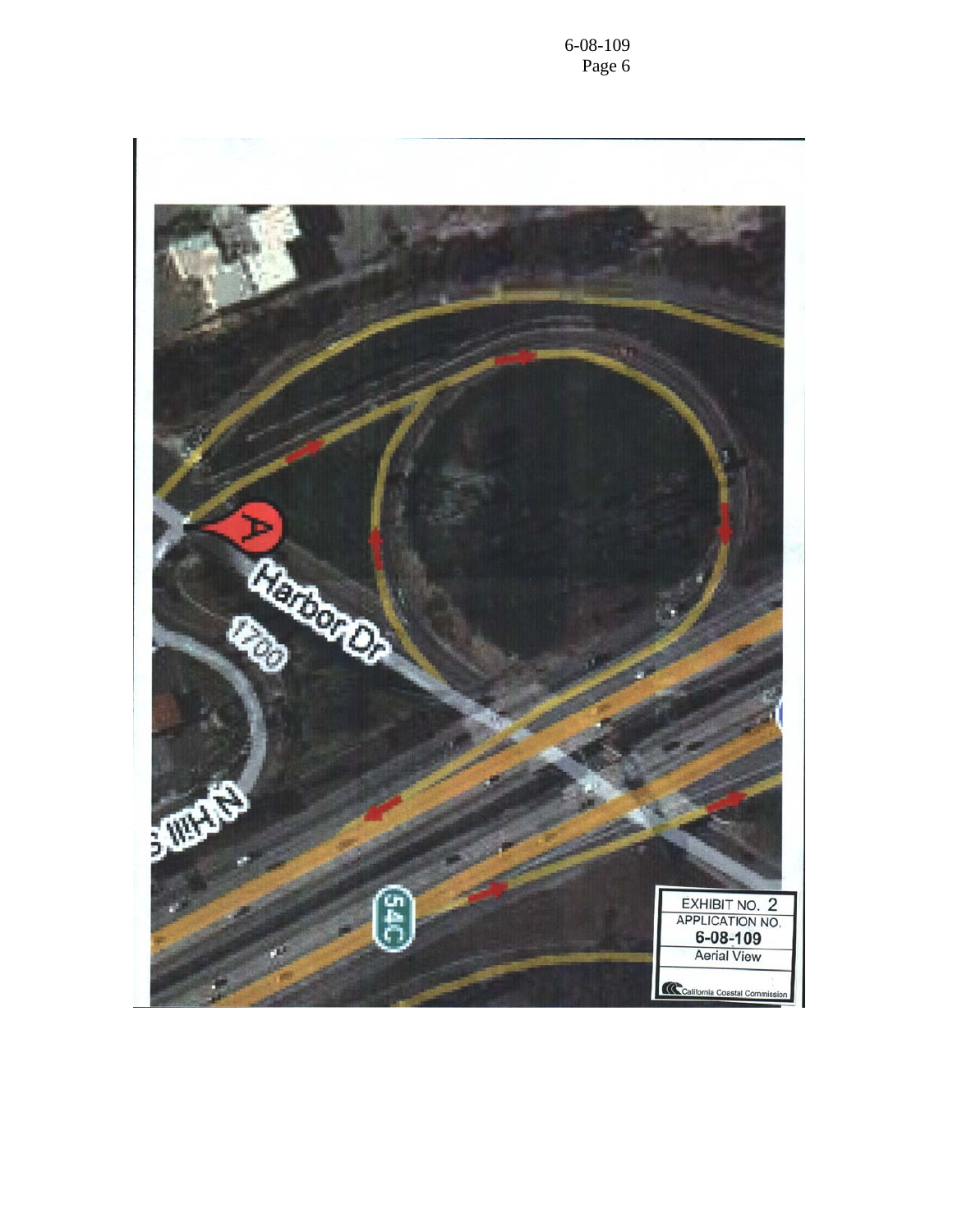EXHIBIT NO. 2
APPLICATION NO.
6-08-109
Aerial View

California Coastal Commission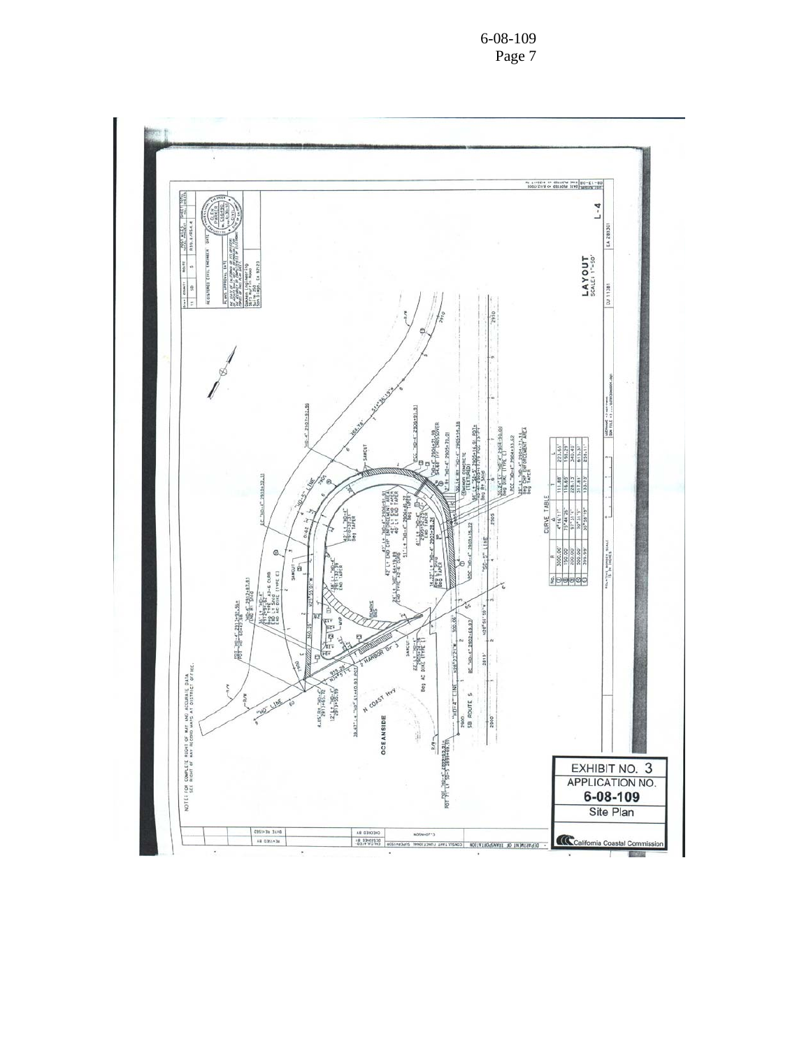EXHIBIT NO. 3

APPLICATION NO.

**6-08-109**

Site Plan

California Coastal Commission

LAYOUT

SCALE: 1"=50'

L-4

NOTE: FOR COMPLETE RIGHT OF WAY AND ACCURATE DATA SEE RIGHT OF WAY RECORD MAPS AT DISTRICT OFFICE.

OCEANSIDE

N COAST Hwy

HARBOR Dr

SB ROUTE 5

CURVE TABLE

| NO. | R | Δ | T | L |
|---|---|---|---|---|
| | 3000.00' | 4°16'11" | 111.88 | 223.61 |
| | 150.00' | 73°46'26" | 116.65 | 193.13 |
| | 200.00' | 97°31'4" | 228.13 | 340.40 |
| | 500.00' | 99°51'5" | 317.81 | 815.31 |
| | 399.99 | 37°39'15" | 133.73 | 259.1 |